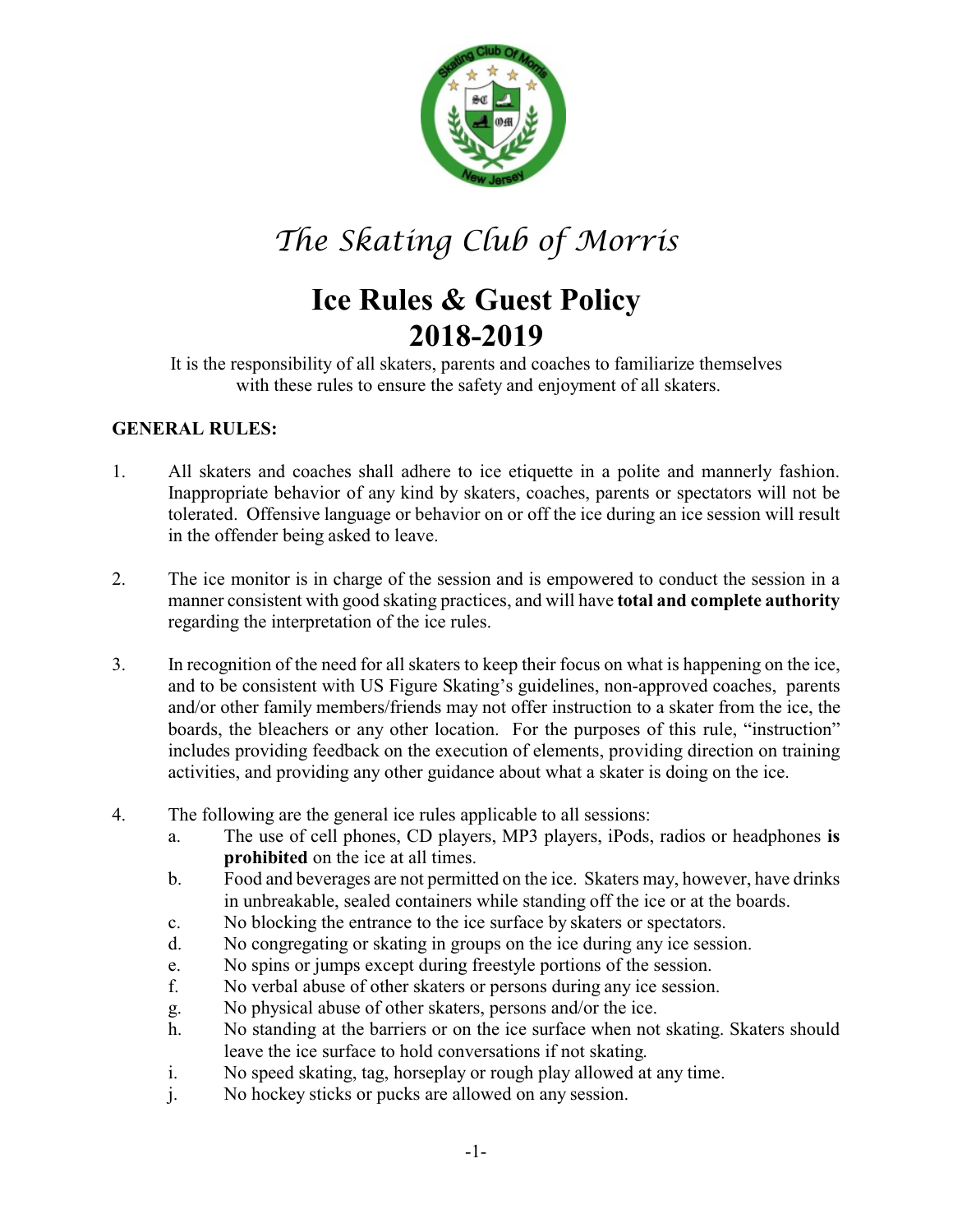# *The Skating Club of Morris*

## Ice Rules & Guest Policy
## 2018-2019

It is the responsibility of all skaters, parents and coaches to familiarize themselves with these rules to ensure the safety and enjoyment of all skaters.

**GENERAL RULES:**

1. All skaters and coaches shall adhere to ice etiquette in a polite and mannerly fashion. Inappropriate behavior of any kind by skaters, coaches, parents or spectators will not be tolerated. Offensive language or behavior on or off the ice during an ice session will result in the offender being asked to leave.

2. The ice monitor is in charge of the session and is empowered to conduct the session in a manner consistent with good skating practices, and will have **total and complete authority** regarding the interpretation of the ice rules.

3. In recognition of the need for all skaters to keep their focus on what is happening on the ice, and to be consistent with US Figure Skating's guidelines, non-approved coaches, parents and/or other family members/friends may not offer instruction to a skater from the ice, the boards, the bleachers or any other location. For the purposes of this rule, "instruction" includes providing feedback on the execution of elements, providing direction on training activities, and providing any other guidance about what a skater is doing on the ice.

4. The following are the general ice rules applicable to all sessions:
   a. The use of cell phones, CD players, MP3 players, iPods, radios or headphones **is prohibited** on the ice at all times.
   b. Food and beverages are not permitted on the ice. Skaters may, however, have drinks in unbreakable, sealed containers while standing off the ice or at the boards.
   c. No blocking the entrance to the ice surface by skaters or spectators.
   d. No congregating or skating in groups on the ice during any ice session.
   e. No spins or jumps except during freestyle portions of the session.
   f. No verbal abuse of other skaters or persons during any ice session.
   g. No physical abuse of other skaters, persons and/or the ice.
   h. No standing at the barriers or on the ice surface when not skating. Skaters should leave the ice surface to hold conversations if not skating.
   i. No speed skating, tag, horseplay or rough play allowed at any time.
   j. No hockey sticks or pucks are allowed on any session.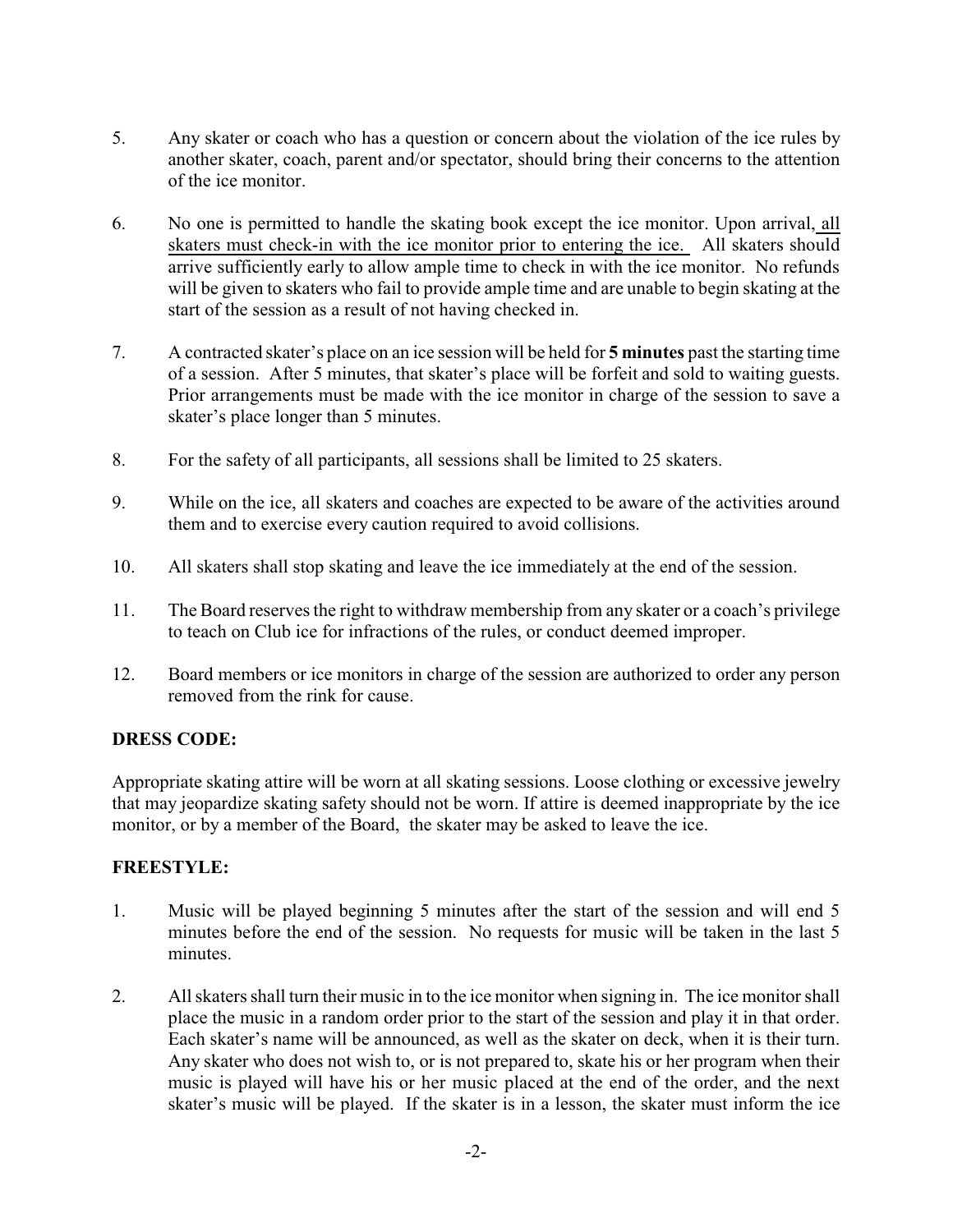5. Any skater or coach who has a question or concern about the violation of the ice rules by another skater, coach, parent and/or spectator, should bring their concerns to the attention of the ice monitor.

6. No one is permitted to handle the skating book except the ice monitor. Upon arrival, all skaters must check-in with the ice monitor prior to entering the ice. All skaters should arrive sufficiently early to allow ample time to check in with the ice monitor. No refunds will be given to skaters who fail to provide ample time and are unable to begin skating at the start of the session as a result of not having checked in.

7. A contracted skater's place on an ice session will be held for **5 minutes** past the starting time of a session. After 5 minutes, that skater's place will be forfeit and sold to waiting guests. Prior arrangements must be made with the ice monitor in charge of the session to save a skater's place longer than 5 minutes.

8. For the safety of all participants, all sessions shall be limited to 25 skaters.

9. While on the ice, all skaters and coaches are expected to be aware of the activities around them and to exercise every caution required to avoid collisions.

10. All skaters shall stop skating and leave the ice immediately at the end of the session.

11. The Board reserves the right to withdraw membership from any skater or a coach's privilege to teach on Club ice for infractions of the rules, or conduct deemed improper.

12. Board members or ice monitors in charge of the session are authorized to order any person removed from the rink for cause.

**DRESS CODE:**

Appropriate skating attire will be worn at all skating sessions. Loose clothing or excessive jewelry that may jeopardize skating safety should not be worn. If attire is deemed inappropriate by the ice monitor, or by a member of the Board, the skater may be asked to leave the ice.

**FREESTYLE:**

1. Music will be played beginning 5 minutes after the start of the session and will end 5 minutes before the end of the session. No requests for music will be taken in the last 5 minutes.

2. All skaters shall turn their music in to the ice monitor when signing in. The ice monitor shall place the music in a random order prior to the start of the session and play it in that order. Each skater's name will be announced, as well as the skater on deck, when it is their turn. Any skater who does not wish to, or is not prepared to, skate his or her program when their music is played will have his or her music placed at the end of the order, and the next skater's music will be played. If the skater is in a lesson, the skater must inform the ice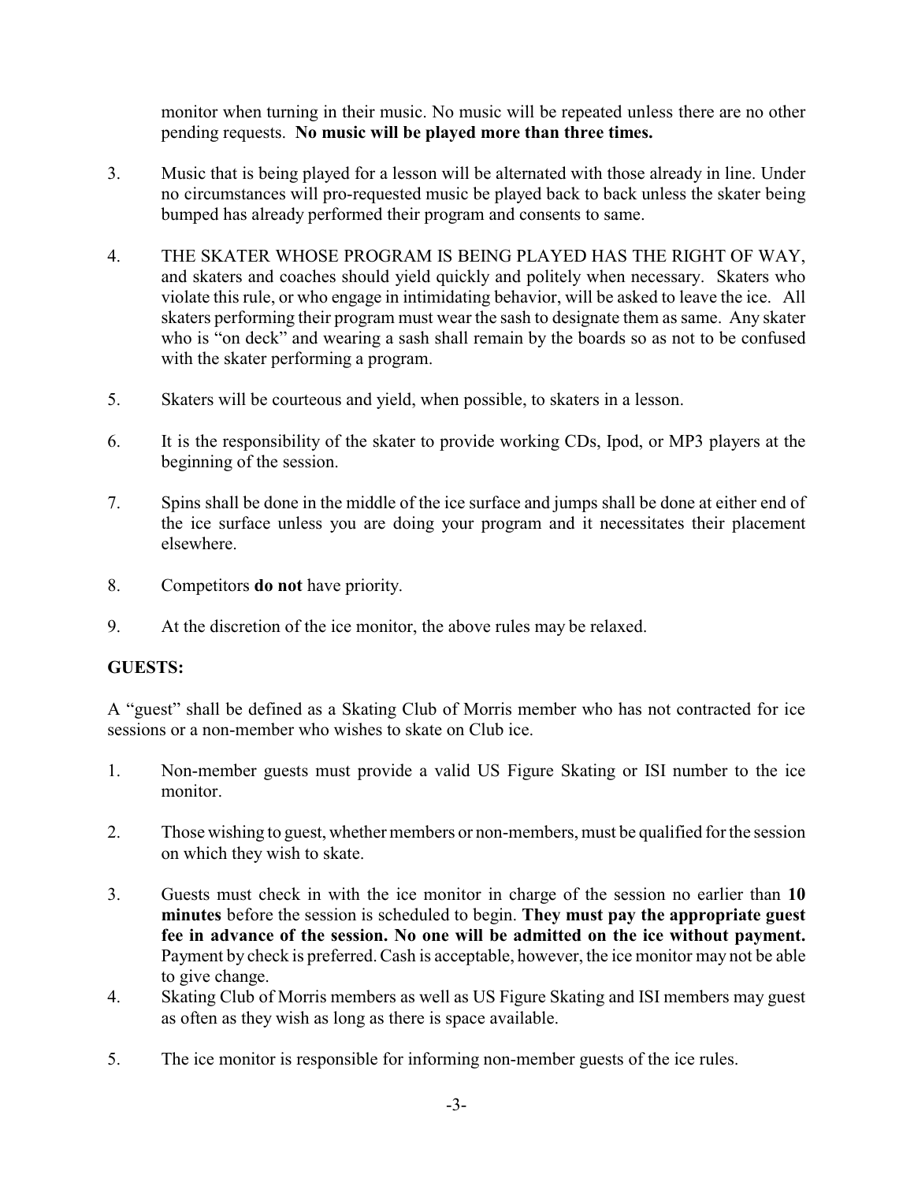monitor when turning in their music. No music will be repeated unless there are no other pending requests. **No music will be played more than three times.**

3. Music that is being played for a lesson will be alternated with those already in line. Under no circumstances will pro-requested music be played back to back unless the skater being bumped has already performed their program and consents to same.

4. THE SKATER WHOSE PROGRAM IS BEING PLAYED HAS THE RIGHT OF WAY, and skaters and coaches should yield quickly and politely when necessary. Skaters who violate this rule, or who engage in intimidating behavior, will be asked to leave the ice. All skaters performing their program must wear the sash to designate them as same. Any skater who is "on deck" and wearing a sash shall remain by the boards so as not to be confused with the skater performing a program.

5. Skaters will be courteous and yield, when possible, to skaters in a lesson.

6. It is the responsibility of the skater to provide working CDs, Ipod, or MP3 players at the beginning of the session.

7. Spins shall be done in the middle of the ice surface and jumps shall be done at either end of the ice surface unless you are doing your program and it necessitates their placement elsewhere.

8. Competitors **do not** have priority.

9. At the discretion of the ice monitor, the above rules may be relaxed.

**GUESTS:**

A "guest" shall be defined as a Skating Club of Morris member who has not contracted for ice sessions or a non-member who wishes to skate on Club ice.

1. Non-member guests must provide a valid US Figure Skating or ISI number to the ice monitor.

2. Those wishing to guest, whether members or non-members, must be qualified for the session on which they wish to skate.

3. Guests must check in with the ice monitor in charge of the session no earlier than **10 minutes** before the session is scheduled to begin. **They must pay the appropriate guest fee in advance of the session. No one will be admitted on the ice without payment.** Payment by check is preferred. Cash is acceptable, however, the ice monitor may not be able to give change.

4. Skating Club of Morris members as well as US Figure Skating and ISI members may guest as often as they wish as long as there is space available.

5. The ice monitor is responsible for informing non-member guests of the ice rules.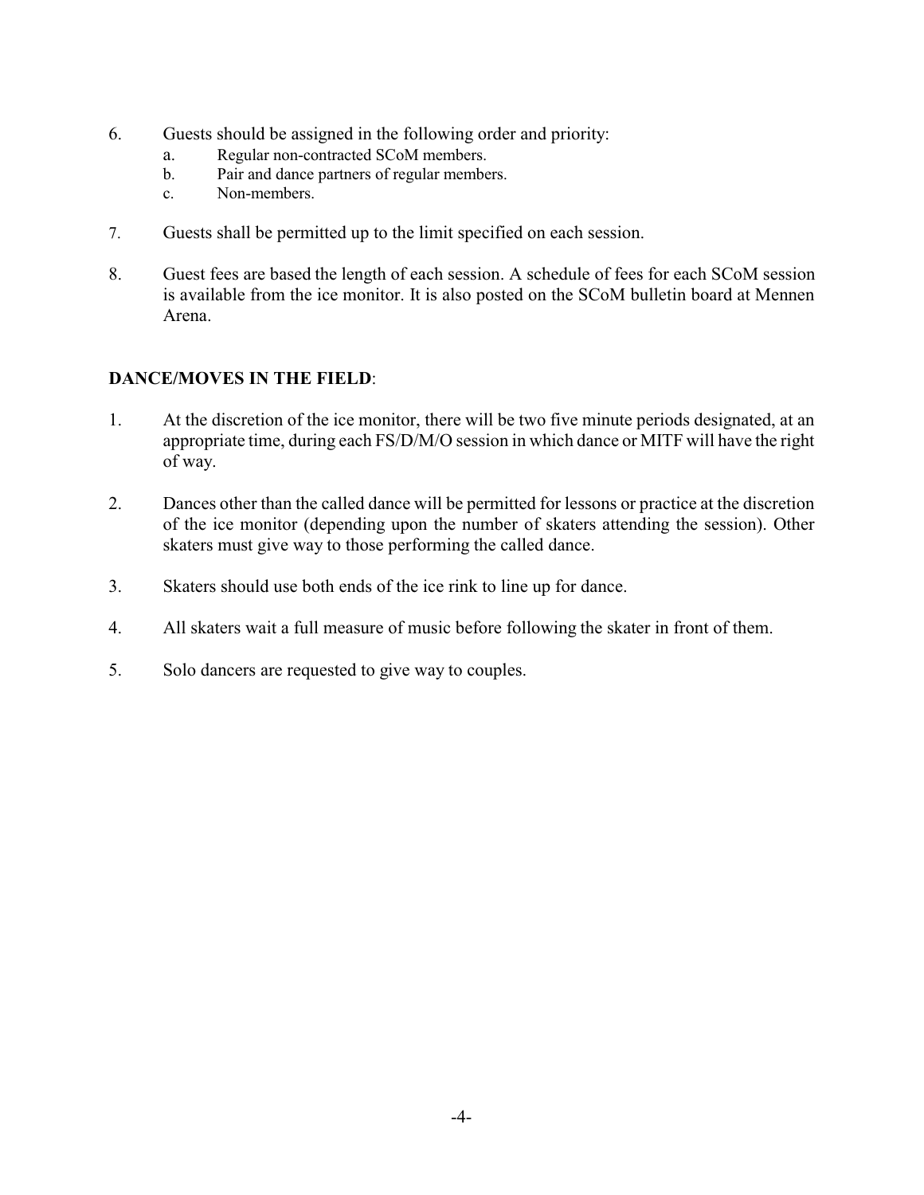6. Guests should be assigned in the following order and priority:
    a. Regular non-contracted SCoM members.
    b. Pair and dance partners of regular members.
    c. Non-members.

7. Guests shall be permitted up to the limit specified on each session.

8. Guest fees are based the length of each session. A schedule of fees for each SCoM session is available from the ice monitor. It is also posted on the SCoM bulletin board at Mennen Arena.

**DANCE/MOVES IN THE FIELD**:

1. At the discretion of the ice monitor, there will be two five minute periods designated, at an appropriate time, during each FS/D/M/O session in which dance or MITF will have the right of way.

2. Dances other than the called dance will be permitted for lessons or practice at the discretion of the ice monitor (depending upon the number of skaters attending the session). Other skaters must give way to those performing the called dance.

3. Skaters should use both ends of the ice rink to line up for dance.

4. All skaters wait a full measure of music before following the skater in front of them.

5. Solo dancers are requested to give way to couples.